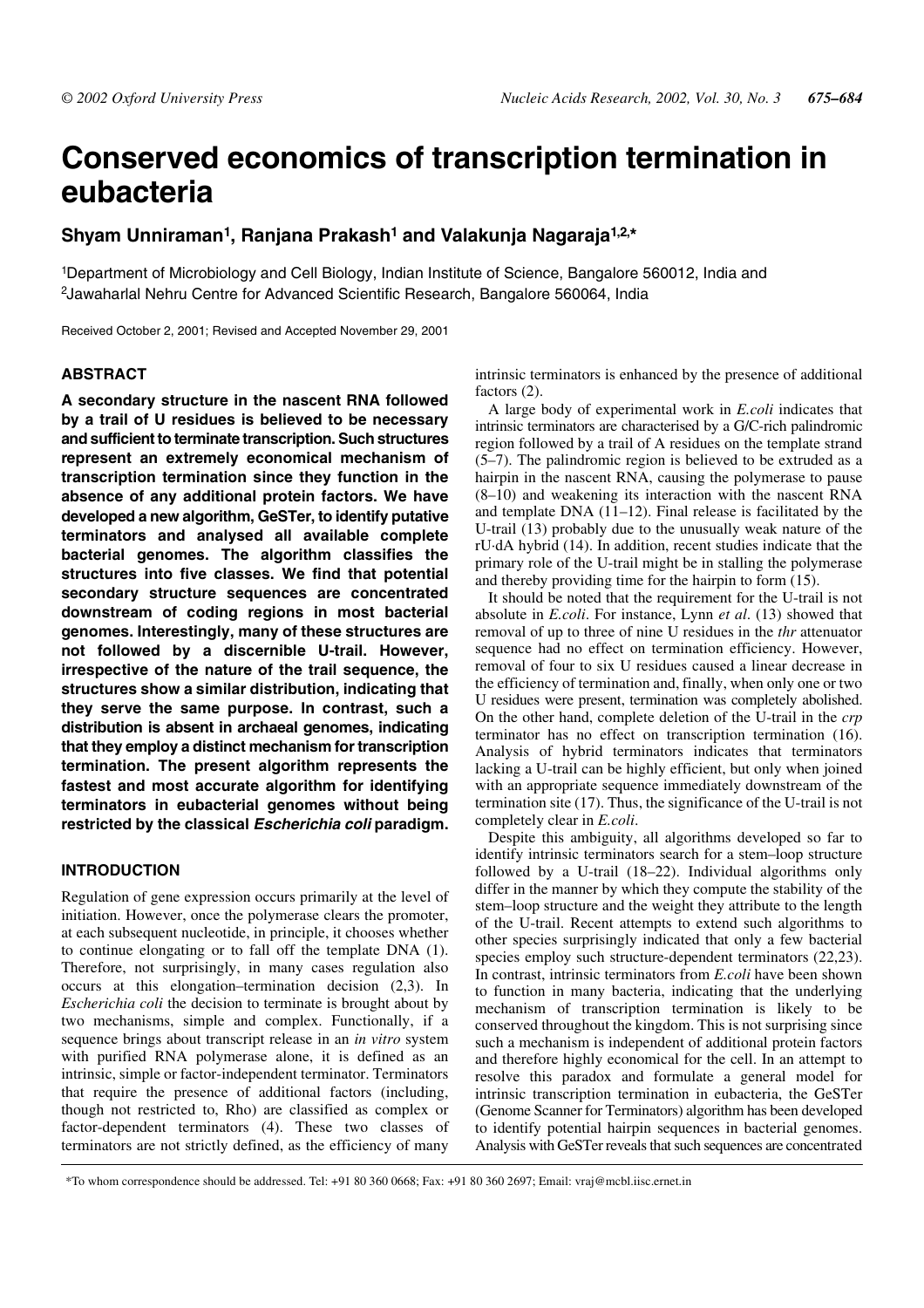# Conserved economics of transcription termination in eubacteria

**Shyam Unniraman[1], Ranjana Prakash[1] and Valakunja Nagaraja[1,2,*]**

[1]Department of Microbiology and Cell Biology, Indian Institute of Science, Bangalore 560012, India and [2]Jawaharlal Nehru Centre for Advanced Scientific Research, Bangalore 560064, India

Received October 2, 2001; Revised and Accepted November 29, 2001

## ABSTRACT

**A secondary structure in the nascent RNA followed by a trail of U residues is believed to be necessary and sufficient to terminate transcription. Such structures represent an extremely economical mechanism of transcription termination since they function in the absence of any additional protein factors. We have developed a new algorithm, GeSTer, to identify putative terminators and analysed all available complete bacterial genomes. The algorithm classifies the structures into five classes. We find that potential secondary structure sequences are concentrated downstream of coding regions in most bacterial genomes. Interestingly, many of these structures are not followed by a discernible U-trail. However, irrespective of the nature of the trail sequence, the structures show a similar distribution, indicating that they serve the same purpose. In contrast, such a distribution is absent in archaeal genomes, indicating that they employ a distinct mechanism for transcription termination. The present algorithm represents the fastest and most accurate algorithm for identifying terminators in eubacterial genomes without being restricted by the classical *Escherichia coli* paradigm.**

## INTRODUCTION

Regulation of gene expression occurs primarily at the level of initiation. However, once the polymerase clears the promoter, at each subsequent nucleotide, it chooses whether to continue elongating or to fall off the template DNA (1). Therefore, not surprisingly, in many cases regulation also occurs at this elongation–termination decision (2,3). In *Escherichia coli* the decision to terminate is brought about by two mechanisms, simple and complex. Functionally, if a sequence brings about transcript release in an *in vitro* system with purified RNA polymerase alone, it is defined as an intrinsic, simple or factor-independent terminator. Terminators that require the presence of additional factors (including, though not restricted to, Rho) are classified as complex or factor-dependent terminators (4). These two classes of terminators are not strictly defined, as the efficiency of many intrinsic terminators is enhanced by the presence of additional factors (2).

A large body of experimental work in *E.coli* indicates that intrinsic terminators are characterised by a G/C-rich palindromic region followed by a trail of A residues on the template strand (5–7). The palindromic region is believed to be extruded as a hairpin in the nascent RNA, causing the polymerase to pause (8–10) and weakening its interaction with the nascent RNA and template DNA (11–12). Final release is facilitated by the U-trail (13) probably due to the unusually weak nature of the rU·dA hybrid (14). In addition, recent studies indicate that the primary role of the U-trail might be in stalling the polymerase and thereby providing time for the hairpin to form (15).

It should be noted that the requirement for the U-trail is not absolute in *E.coli*. For instance, Lynn *et al.* (13) showed that removal of up to three of nine U residues in the *thr* attenuator sequence had no effect on termination efficiency. However, removal of four to six U residues caused a linear decrease in the efficiency of termination and, finally, when only one or two U residues were present, termination was completely abolished. On the other hand, complete deletion of the U-trail in the *crp* terminator has no effect on transcription termination (16). Analysis of hybrid terminators indicates that terminators lacking a U-trail can be highly efficient, but only when joined with an appropriate sequence immediately downstream of the termination site (17). Thus, the significance of the U-trail is not completely clear in *E.coli*.

Despite this ambiguity, all algorithms developed so far to identify intrinsic terminators search for a stem–loop structure followed by a U-trail (18–22). Individual algorithms only differ in the manner by which they compute the stability of the stem–loop structure and the weight they attribute to the length of the U-trail. Recent attempts to extend such algorithms to other species surprisingly indicated that only a few bacterial species employ such structure-dependent terminators (22,23). In contrast, intrinsic terminators from *E.coli* have been shown to function in many bacteria, indicating that the underlying mechanism of transcription termination is likely to be conserved throughout the kingdom. This is not surprising since such a mechanism is independent of additional protein factors and therefore highly economical for the cell. In an attempt to resolve this paradox and formulate a general model for intrinsic transcription termination in eubacteria, the GeSTer (Genome Scanner for Terminators) algorithm has been developed to identify potential hairpin sequences in bacterial genomes. Analysis with GeSTer reveals that such sequences are concentrated

*To whom correspondence should be addressed. Tel: +91 80 360 0668; Fax: +91 80 360 2697; Email: vraj@mcbl.iisc.ernet.in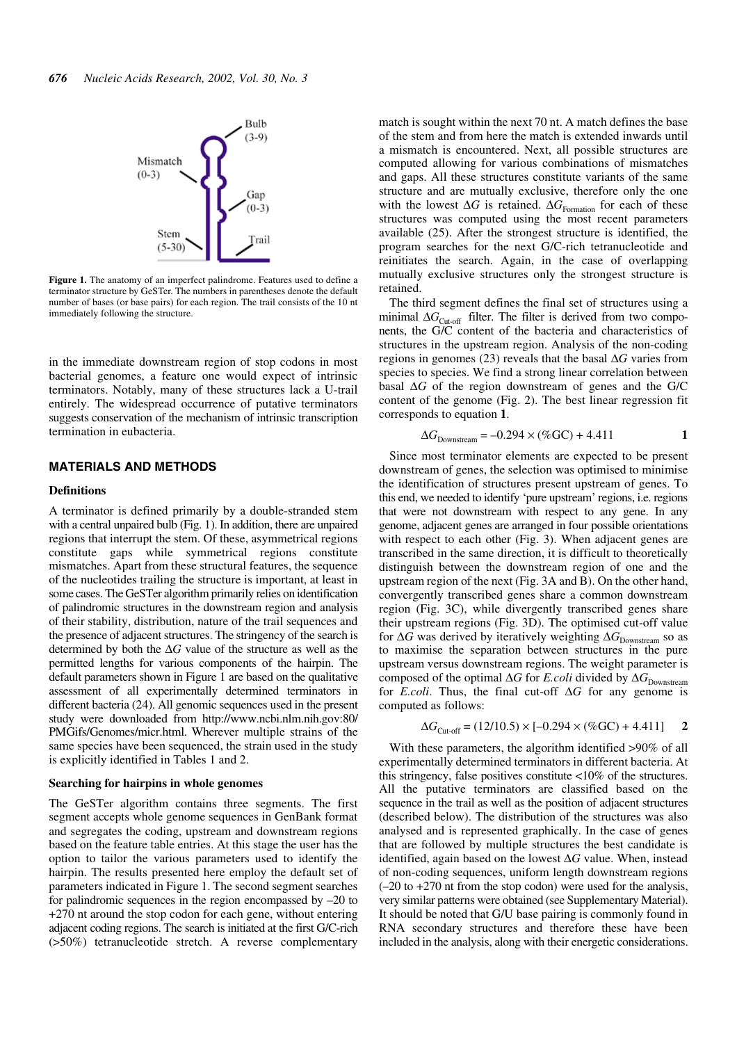Figure 1. The anatomy of an imperfect palindrome. Features used to define a terminator structure by GeSTer. The numbers in parentheses denote the default number of bases (or base pairs) for each region. The trail consists of the 10 nt immediately following the structure.

in the immediate downstream region of stop codons in most bacterial genomes, a feature one would expect of intrinsic terminators. Notably, many of these structures lack a U-trail entirely. The widespread occurrence of putative terminators suggests conservation of the mechanism of intrinsic transcription termination in eubacteria.

## MATERIALS AND METHODS

### Definitions

A terminator is defined primarily by a double-stranded stem with a central unpaired bulb (Fig. 1). In addition, there are unpaired regions that interrupt the stem. Of these, asymmetrical regions constitute gaps while symmetrical regions constitute mismatches. Apart from these structural features, the sequence of the nucleotides trailing the structure is important, at least in some cases. The GeSTer algorithm primarily relies on identification of palindromic structures in the downstream region and analysis of their stability, distribution, nature of the trail sequences and the presence of adjacent structures. The stringency of the search is determined by both the $\Delta G$ value of the structure as well as the permitted lengths for various components of the hairpin. The default parameters shown in Figure 1 are based on the qualitative assessment of all experimentally determined terminators in different bacteria (24). All genomic sequences used in the present study were downloaded from http://www.ncbi.nlm.nih.gov:80/PMGifs/Genomes/micr.html. Wherever multiple strains of the same species have been sequenced, the strain used in the study is explicitly identified in Tables 1 and 2.

### Searching for hairpins in whole genomes

The GeSTer algorithm contains three segments. The first segment accepts whole genome sequences in GenBank format and segregates the coding, upstream and downstream regions based on the feature table entries. At this stage the user has the option to tailor the various parameters used to identify the hairpin. The results presented here employ the default set of parameters indicated in Figure 1. The second segment searches for palindromic sequences in the region encompassed by –20 to +270 nt around the stop codon for each gene, without entering adjacent coding regions. The search is initiated at the first G/C-rich (>50%) tetranucleotide stretch. A reverse complementary match is sought within the next 70 nt. A match defines the base of the stem and from here the match is extended inwards until a mismatch is encountered. Next, all possible structures are computed allowing for various combinations of mismatches and gaps. All these structures constitute variants of the same structure and are mutually exclusive, therefore only the one with the lowest $\Delta G$ is retained. $\Delta G_{Formation}$ for each of these structures was computed using the most recent parameters available (25). After the strongest structure is identified, the program searches for the next G/C-rich tetranucleotide and reinitiates the search. Again, in the case of overlapping mutually exclusive structures only the strongest structure is retained.

The third segment defines the final set of structures using a minimal $\Delta G_{Cut\text{-}off}$ filter. The filter is derived from two components, the G/C content of the bacteria and characteristics of structures in the upstream region. Analysis of the non-coding regions in genomes (23) reveals that the basal $\Delta G$ varies from species to species. We find a strong linear correlation between basal $\Delta G$ of the region downstream of genes and the G/C content of the genome (Fig. 2). The best linear regression fit corresponds to equation **1**.

$$\Delta G_{Downstream} = -0.294 \times (\%GC) + 4.411 \qquad \mathbf{1}$$

Since most terminator elements are expected to be present downstream of genes, the selection was optimised to minimise the identification of structures present upstream of genes. To this end, we needed to identify 'pure upstream' regions, i.e. regions that were not downstream with respect to any gene. In any genome, adjacent genes are arranged in four possible orientations with respect to each other (Fig. 3). When adjacent genes are transcribed in the same direction, it is difficult to theoretically distinguish between the downstream region of one and the upstream region of the next (Fig. 3A and B). On the other hand, convergently transcribed genes share a common downstream region (Fig. 3C), while divergently transcribed genes share their upstream regions (Fig. 3D). The optimised cut-off value for $\Delta G$ was derived by iteratively weighting $\Delta G_{Downstream}$ so as to maximise the separation between structures in the pure upstream versus downstream regions. The weight parameter is composed of the optimal $\Delta G$ for *E.coli* divided by $\Delta G_{Downstream}$ for *E.coli*. Thus, the final cut-off $\Delta G$ for any genome is computed as follows:

$$\Delta G_{Cut\text{-}off} = (12/10.5) \times [-0.294 \times (\%GC) + 4.411] \qquad \mathbf{2}$$

With these parameters, the algorithm identified >90% of all experimentally determined terminators in different bacteria. At this stringency, false positives constitute <10% of the structures. All the putative terminators are classified based on the sequence in the trail as well as the position of adjacent structures (described below). The distribution of the structures was also analysed and is represented graphically. In the case of genes that are followed by multiple structures the best candidate is identified, again based on the lowest $\Delta G$ value. When, instead of non-coding sequences, uniform length downstream regions (–20 to +270 nt from the stop codon) were used for the analysis, very similar patterns were obtained (see Supplementary Material). It should be noted that G/U base pairing is commonly found in RNA secondary structures and therefore these have been included in the analysis, along with their energetic considerations.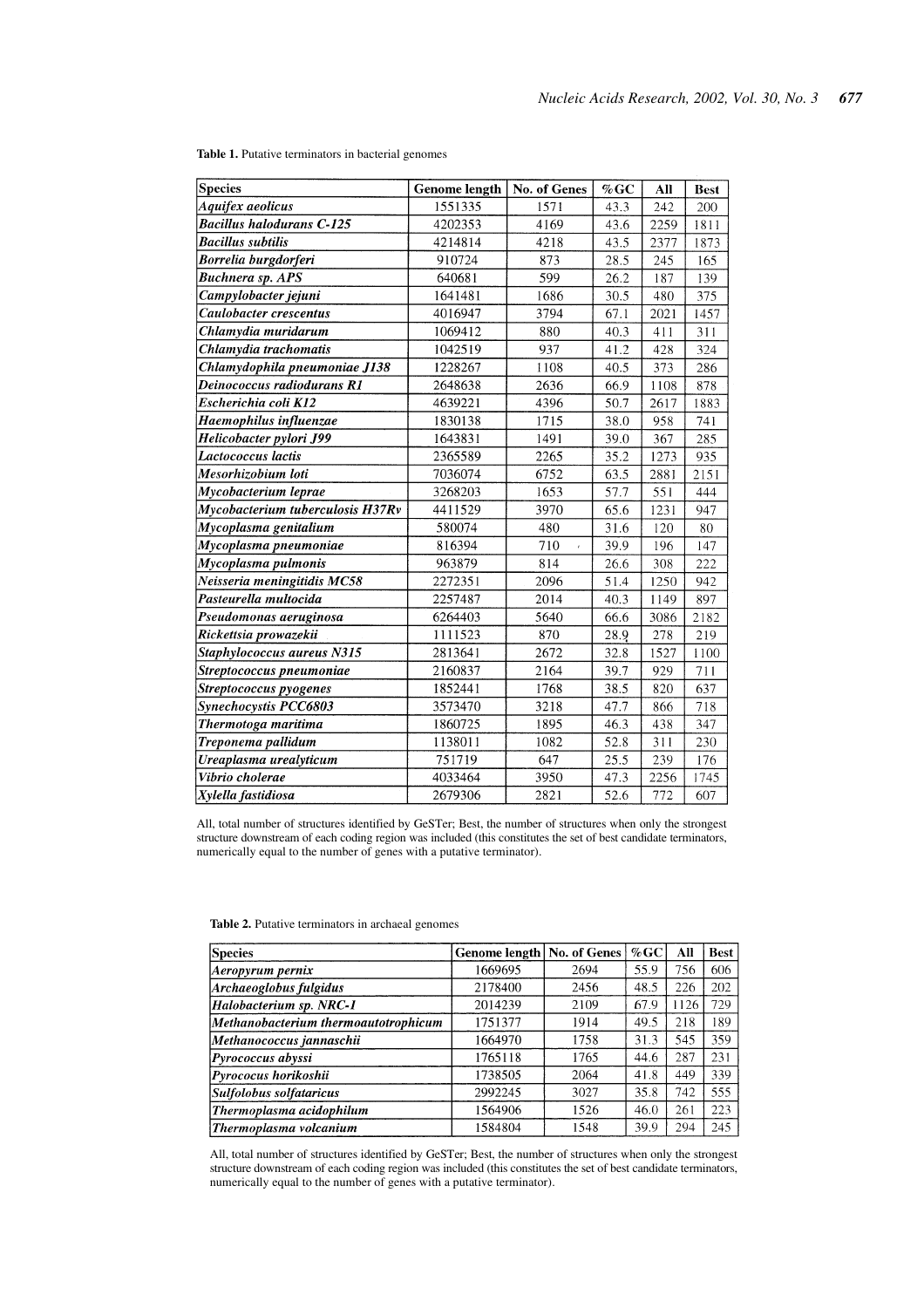**Table 1.** Putative terminators in bacterial genomes

| Species | Genome length | No. of Genes | %GC | All | Best |
|---|---|---|---|---|---|
| *Aquifex aeolicus* | 1551335 | 1571 | 43.3 | 242 | 200 |
| *Bacillus halodurans C-125* | 4202353 | 4169 | 43.6 | 2259 | 1811 |
| *Bacillus subtilis* | 4214814 | 4218 | 43.5 | 2377 | 1873 |
| *Borrelia burgdorferi* | 910724 | 873 | 28.5 | 245 | 165 |
| *Buchnera sp. APS* | 640681 | 599 | 26.2 | 187 | 139 |
| *Campylobacter jejuni* | 1641481 | 1686 | 30.5 | 480 | 375 |
| *Caulobacter crescentus* | 4016947 | 3794 | 67.1 | 2021 | 1457 |
| *Chlamydia muridarum* | 1069412 | 880 | 40.3 | 411 | 311 |
| *Chlamydia trachomatis* | 1042519 | 937 | 41.2 | 428 | 324 |
| *Chlamydophila pneumoniae J138* | 1228267 | 1108 | 40.5 | 373 | 286 |
| *Deinococcus radiodurans R1* | 2648638 | 2636 | 66.9 | 1108 | 878 |
| *Escherichia coli K12* | 4639221 | 4396 | 50.7 | 2617 | 1883 |
| *Haemophilus influenzae* | 1830138 | 1715 | 38.0 | 958 | 741 |
| *Helicobacter pylori J99* | 1643831 | 1491 | 39.0 | 367 | 285 |
| *Lactococcus lactis* | 2365589 | 2265 | 35.2 | 1273 | 935 |
| *Mesorhizobium loti* | 7036074 | 6752 | 63.5 | 2881 | 2151 |
| *Mycobacterium leprae* | 3268203 | 1653 | 57.7 | 551 | 444 |
| *Mycobacterium tuberculosis H37Rv* | 4411529 | 3970 | 65.6 | 1231 | 947 |
| *Mycoplasma genitalium* | 580074 | 480 | 31.6 | 120 | 80 |
| *Mycoplasma pneumoniae* | 816394 | 710 | 39.9 | 196 | 147 |
| *Mycoplasma pulmonis* | 963879 | 814 | 26.6 | 308 | 222 |
| *Neisseria meningitidis MC58* | 2272351 | 2096 | 51.4 | 1250 | 942 |
| *Pasteurella multocida* | 2257487 | 2014 | 40.3 | 1149 | 897 |
| *Pseudomonas aeruginosa* | 6264403 | 5640 | 66.6 | 3086 | 2182 |
| *Rickettsia prowazekii* | 1111523 | 870 | 28.9 | 278 | 219 |
| *Staphylococcus aureus N315* | 2813641 | 2672 | 32.8 | 1527 | 1100 |
| *Streptococcus pneumoniae* | 2160837 | 2164 | 39.7 | 929 | 711 |
| *Streptococcus pyogenes* | 1852441 | 1768 | 38.5 | 820 | 637 |
| *Synechocystis PCC6803* | 3573470 | 3218 | 47.7 | 866 | 718 |
| *Thermotoga maritima* | 1860725 | 1895 | 46.3 | 438 | 347 |
| *Treponema pallidum* | 1138011 | 1082 | 52.8 | 311 | 230 |
| *Ureaplasma urealyticum* | 751719 | 647 | 25.5 | 239 | 176 |
| *Vibrio cholerae* | 4033464 | 3950 | 47.3 | 2256 | 1745 |
| *Xylella fastidiosa* | 2679306 | 2821 | 52.6 | 772 | 607 |

All, total number of structures identified by GeSTer; Best, the number of structures when only the strongest structure downstream of each coding region was included (this constitutes the set of best candidate terminators, numerically equal to the number of genes with a putative terminator).

**Table 2.** Putative terminators in archaeal genomes

| Species | Genome length | No. of Genes | %GC | All | Best |
|---|---|---|---|---|---|
| *Aeropyrum pernix* | 1669695 | 2694 | 55.9 | 756 | 606 |
| *Archaeoglobus fulgidus* | 2178400 | 2456 | 48.5 | 226 | 202 |
| *Halobacterium sp. NRC-1* | 2014239 | 2109 | 67.9 | 1126 | 729 |
| *Methanobacterium thermoautotrophicum* | 1751377 | 1914 | 49.5 | 218 | 189 |
| *Methanococcus jannaschii* | 1664970 | 1758 | 31.3 | 545 | 359 |
| *Pyrococcus abyssi* | 1765118 | 1765 | 44.6 | 287 | 231 |
| *Pyrococus horikoshii* | 1738505 | 2064 | 41.8 | 449 | 339 |
| *Sulfolobus solfataricus* | 2992245 | 3027 | 35.8 | 742 | 555 |
| *Thermoplasma acidophilum* | 1564906 | 1526 | 46.0 | 261 | 223 |
| *Thermoplasma volcanium* | 1584804 | 1548 | 39.9 | 294 | 245 |

All, total number of structures identified by GeSTer; Best, the number of structures when only the strongest structure downstream of each coding region was included (this constitutes the set of best candidate terminators, numerically equal to the number of genes with a putative terminator).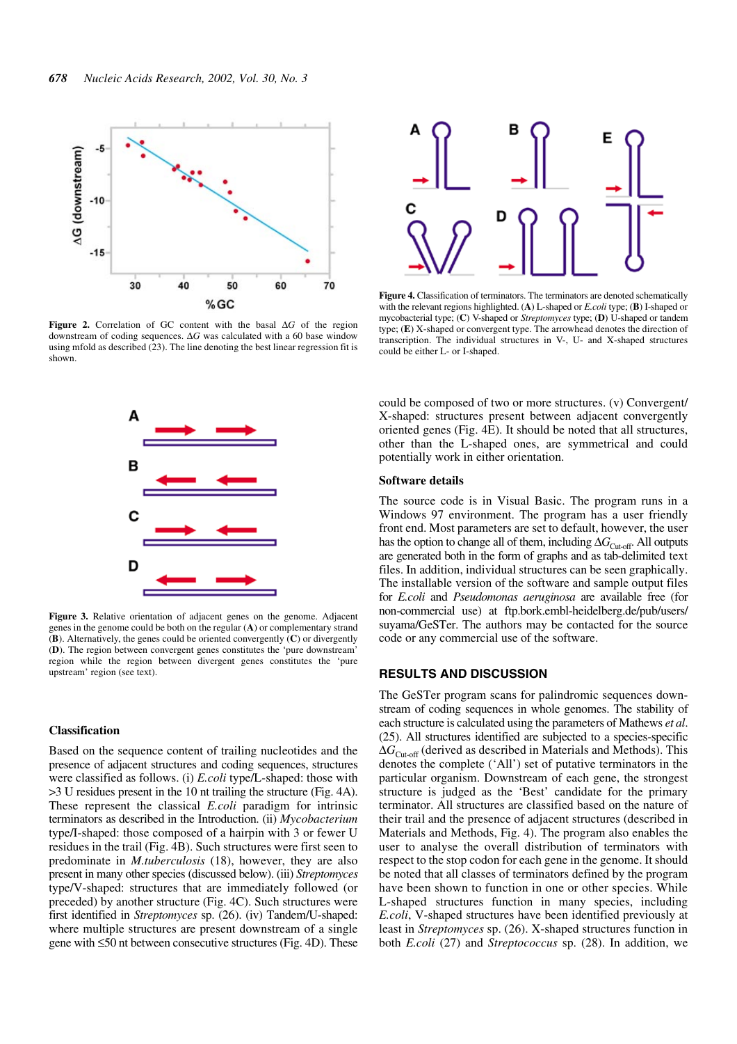**Figure 2.** Correlation of GC content with the basal $\Delta G$ of the region downstream of coding sequences. $\Delta G$ was calculated with a 60 base window using mfold as described (23). The line denoting the best linear regression fit is shown.

**Figure 4.** Classification of terminators. The terminators are denoted schematically with the relevant regions highlighted. (**A**) L-shaped or *E.coli* type; (**B**) I-shaped or mycobacterial type; (**C**) V-shaped or *Streptomyces* type; (**D**) U-shaped or tandem type; (**E**) X-shaped or convergent type. The arrowhead denotes the direction of transcription. The individual structures in V-, U- and X-shaped terminators could be either L- or I-shaped.

**Figure 3.** Relative orientation of adjacent genes on the genome. Adjacent genes in the genome could be both on the regular (**A**) or complementary strand (**B**). Alternatively, the genes could be oriented convergently (**C**) or divergently (**D**). The region between convergent genes constitutes the 'pure downstream' region while the region between divergent genes constitutes the 'pure upstream' region (see text).

### Classification

Based on the sequence content of trailing nucleotides and the presence of adjacent structures and coding sequences, structures were classified as follows. (i) *E.coli* type/L-shaped: those with >3 U residues present in the 10 nt trailing the structure (Fig. 4A). These represent the classical *E.coli* paradigm for intrinsic terminators as described in the Introduction. (ii) *Mycobacterium* type/I-shaped: those composed of a hairpin with 3 or fewer U residues in the trail (Fig. 4B). Such structures were first seen to predominate in *M.tuberculosis* (18), however, they are also present in many other species (discussed below). (iii) *Streptomyces* type/V-shaped: structures that are immediately followed (or preceded) by another structure (Fig. 4C). Such structures were first identified in *Streptomyces* sp. (26). (iv) Tandem/U-shaped: where multiple structures are present downstream of a single gene with ≤50 nt between consecutive structures (Fig. 4D). These could be composed of two or more structures. (v) Convergent/X-shaped: structures present between adjacent convergently oriented genes (Fig. 4E). It should be noted that all structures, other than the L-shaped ones, are symmetrical and could potentially work in either orientation.

### Software details

The source code is in Visual Basic. The program runs in a Windows 97 environment. The program has a user friendly front end. Most parameters are set to default, however, the user has the option to change all of them, including $\Delta G_{Cut\text{-}off}$. All outputs are generated both in the form of graphs and as tab-delimited text files. In addition, individual structures can be seen graphically. The installable version of the software and sample output files for *E.coli* and *Pseudomonas aeruginosa* are available free (for non-commercial use) at ftp.bork.embl-heidelberg.de/pub/users/suyama/GeSTer. The authors may be contacted for the source code or any commercial use of the software.

## RESULTS AND DISCUSSION

The GeSTer program scans for palindromic sequences downstream of coding sequences in whole genomes. The stability of each structure is calculated using the parameters of Mathews *et al*. (25). All structures identified are subjected to a species-specific $\Delta G_{Cut\text{-}off}$ (derived as described in Materials and Methods). This denotes the complete ('All') set of putative terminators in the particular organism. Downstream of each gene, the strongest structure is judged as the 'Best' candidate for the primary terminator. All structures are classified based on the nature of their trail and the presence of adjacent structures (described in Materials and Methods, Fig. 4). The program also enables the user to analyse the overall distribution of terminators with respect to the stop codon for each gene in the genome. It should be noted that all classes of terminators defined by the program have been shown to function in one or other species. While L-shaped structures function in many species, including *E.coli*, V-shaped structures have been identified previously at least in *Streptomyces* sp. (26). X-shaped structures function in both *E.coli* (27) and *Streptococcus* sp. (28). In addition, we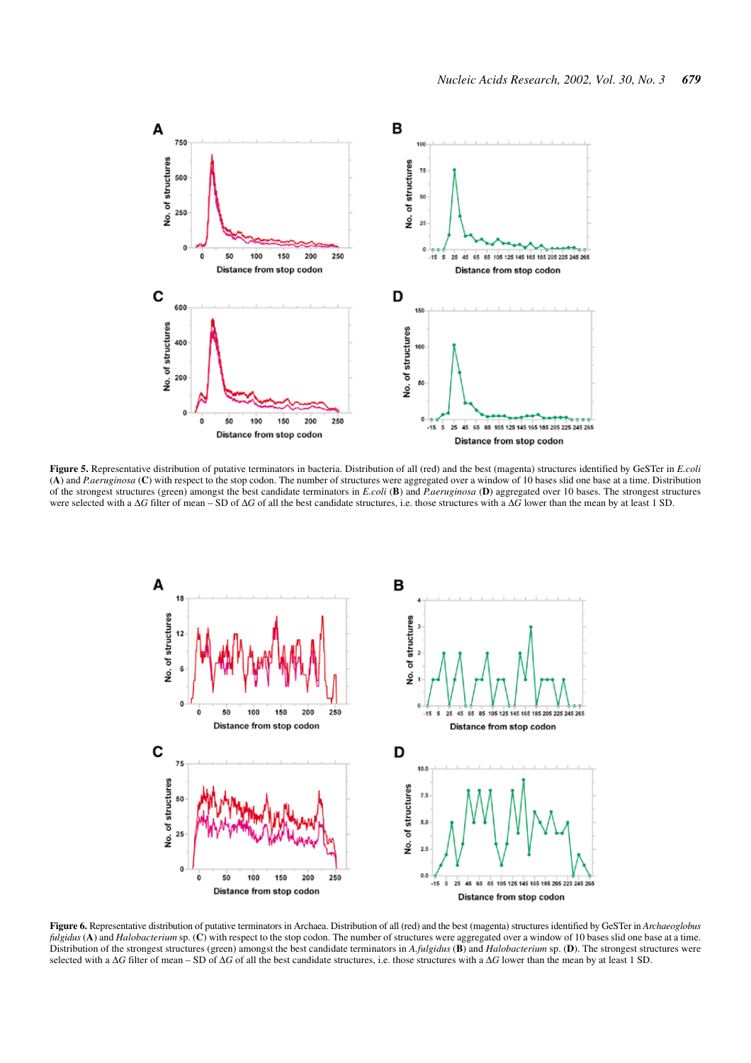**Figure 5.** Representative distribution of putative terminators in bacteria. Distribution of all (red) and the best (magenta) structures identified by GeSTer in *E.coli* (**A**) and *P.aeruginosa* (**C**) with respect to the stop codon. The number of structures were aggregated over a window of 10 bases slid one base at a time. Distribution of the strongest structures (green) amongst the best candidate terminators in *E.coli* (**B**) and *P.aeruginosa* (**D**) aggregated over 10 bases. The strongest structures were selected with a $\Delta G$ filter of mean – SD of $\Delta G$ of all the best candidate structures, i.e. those structures with a $\Delta G$ lower than the mean by at least 1 SD.

**Figure 6.** Representative distribution of putative terminators in Archaea. Distribution of all (red) and the best (magenta) structures identified by GeSTer in *Archaeoglobus fulgidus* (**A**) and *Halobacterium* sp. (**C**) with respect to the stop codon. The number of structures were aggregated over a window of 10 bases slid one base at a time. Distribution of the strongest structures (green) amongst the best candidate terminators in *A.fulgidus* (**B**) and *Halobacterium* sp. (**D**). The strongest structures were selected with a $\Delta G$ filter of mean – SD of $\Delta G$ of all the best candidate structures, i.e. those structures with a $\Delta G$ lower than the mean by at least 1 SD.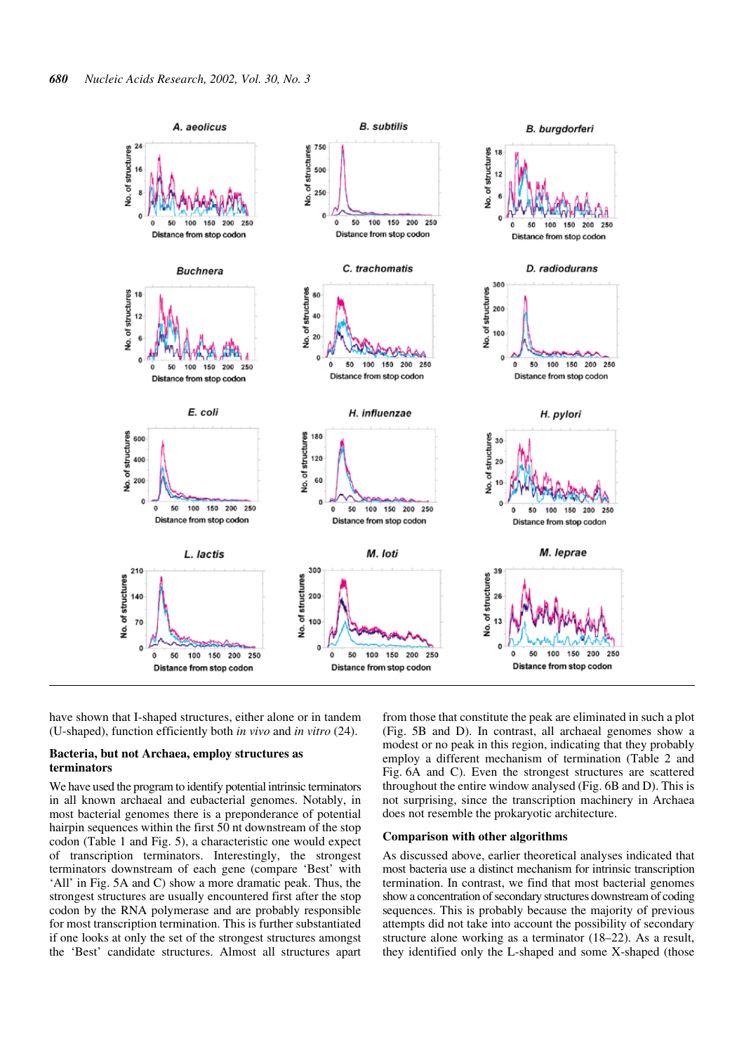have shown that I-shaped structures, either alone or in tandem (U-shaped), function efficiently both *in vivo* and *in vitro* (24).

### Bacteria, but not Archaea, employ structures as terminators

We have used the program to identify potential intrinsic terminators in all known archaeal and eubacterial genomes. Notably, in most bacterial genomes there is a preponderance of potential hairpin sequences within the first 50 nt downstream of the stop codon (Table 1 and Fig. 5), a characteristic one would expect of transcription terminators. Interestingly, the strongest terminators downstream of each gene (compare 'Best' with 'All' in Fig. 5A and C) show a more dramatic peak. Thus, the strongest structures are usually encountered first after the stop codon by the RNA polymerase and are probably responsible for most transcription termination. This is further substantiated if one looks at only the set of the strongest structures amongst the 'Best' candidate structures. Almost all structures apart from those that constitute the peak are eliminated in such a plot (Fig. 5B and D). In contrast, all archaeal genomes show a modest or no peak in this region, indicating that they probably employ a different mechanism of termination (Table 2 and Fig. 6A and C). Even the strongest structures are scattered throughout the entire window analysed (Fig. 6B and D). This is not surprising, since the transcription machinery in Archaea does not resemble the prokaryotic architecture.

### Comparison with other algorithms

As discussed above, earlier theoretical analyses indicated that most bacteria use a distinct mechanism for intrinsic transcription termination. In contrast, we find that most bacterial genomes show a concentration of secondary structures downstream of coding sequences. This is probably because the majority of previous attempts did not take into account the possibility of secondary structure alone working as a terminator (18–22). As a result, they identified only the L-shaped and some X-shaped (those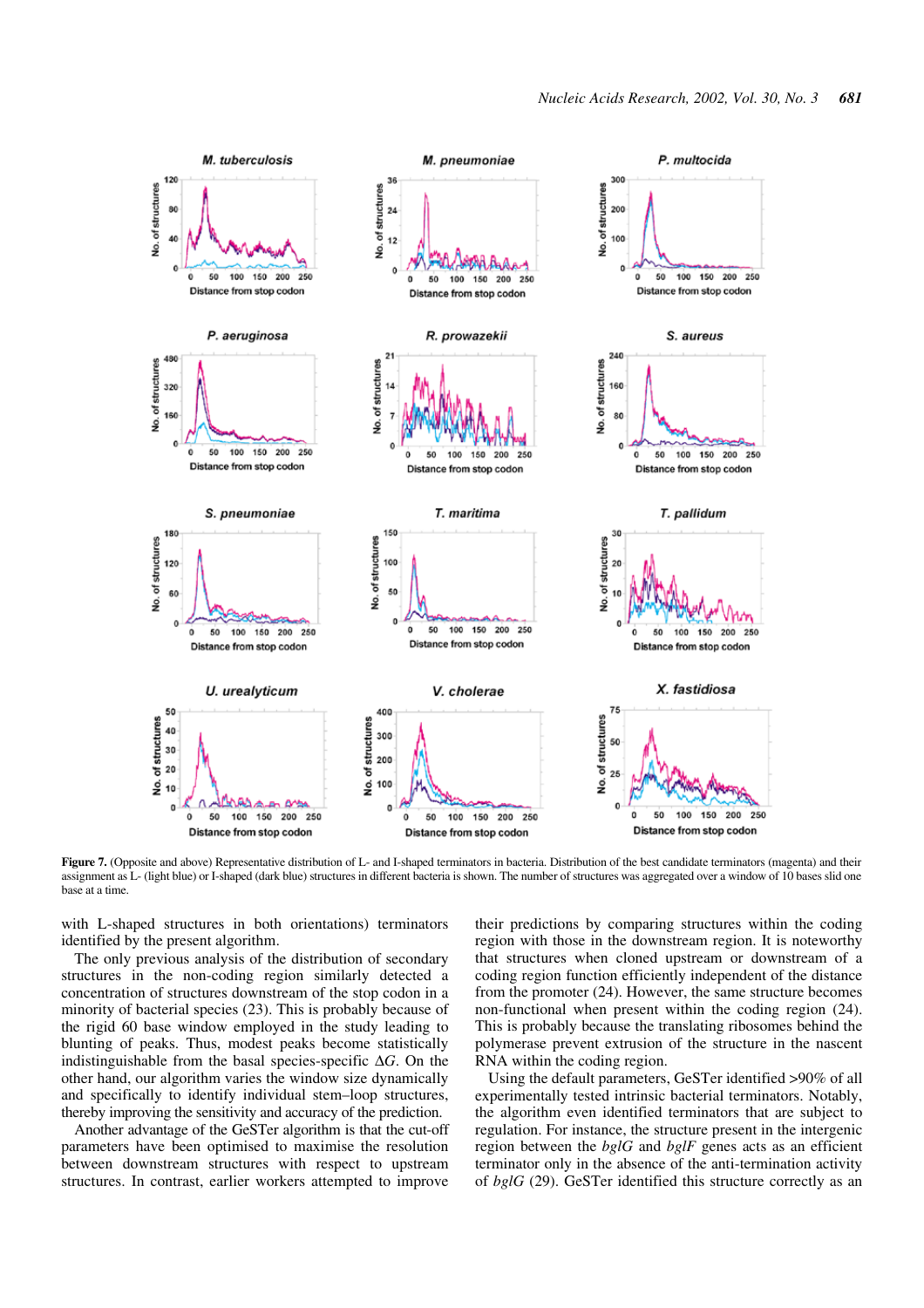**Figure 7.** (Opposite and above) Representative distribution of L- and I-shaped terminators in bacteria. Distribution of the best candidate terminators (magenta) and their assignment as L- (light blue) or I-shaped (dark blue) structures in different bacteria is shown. The number of structures was aggregated over a window of 10 bases slid one base at a time.

with L-shaped structures in both orientations) terminators identified by the present algorithm.

The only previous analysis of the distribution of secondary structures in the non-coding region similarly detected a concentration of structures downstream of the stop codon in a minority of bacterial species (23). This is probably because of the rigid 60 base window employed in the study leading to blunting of peaks. Thus, modest peaks become statistically indistinguishable from the basal species-specific $\Delta G$. On the other hand, our algorithm varies the window size dynamically and specifically to identify individual stem–loop structures, thereby improving the sensitivity and accuracy of the prediction.

Another advantage of the GeSTer algorithm is that the cut-off parameters have been optimised to maximise the resolution between downstream structures with respect to upstream structures. In contrast, earlier workers attempted to improve their predictions by comparing structures within the coding region with those in the downstream region. It is noteworthy that structures when cloned upstream or downstream of a coding region function efficiently independent of the distance from the promoter (24). However, the same structure becomes non-functional when present within the coding region (24). This is probably because the translating ribosomes behind the polymerase prevent extrusion of the structure in the nascent RNA within the coding region.

Using the default parameters, GeSTer identified >90% of all experimentally tested intrinsic bacterial terminators. Notably, the algorithm even identified terminators that are subject to regulation. For instance, the structure present in the intergenic region between the *bglG* and *bglF* genes acts as an efficient terminator only in the absence of the anti-termination activity of *bglG* (29). GeSTer identified this structure correctly as an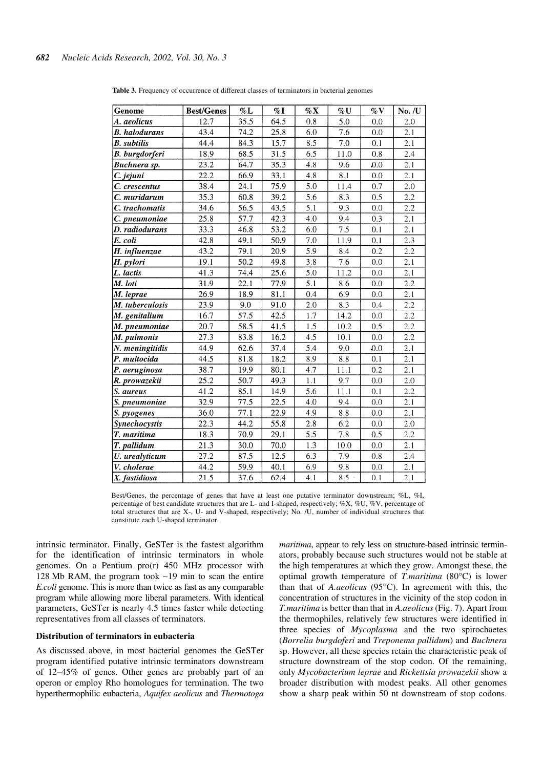**Table 3.** Frequency of occurrence of different classes of terminators in bacterial genomes

| Genome | Best/Genes | %L | %I | %X | %U | %V | No. /U |
|---|---|---|---|---|---|---|---|
| *A. aeolicus* | 12.7 | 35.5 | 64.5 | 0.8 | 5.0 | 0.0 | 2.0 |
| *B. halodurans* | 43.4 | 74.2 | 25.8 | 6.0 | 7.6 | 0.0 | 2.1 |
| *B. subtilis* | 44.4 | 84.3 | 15.7 | 8.5 | 7.0 | 0.1 | 2.1 |
| *B. burgdorferi* | 18.9 | 68.5 | 31.5 | 6.5 | 11.0 | 0.8 | 2.4 |
| *Buchnera sp.* | 23.2 | 64.7 | 35.3 | 4.8 | 9.6 | 0.0 | 2.1 |
| *C. jejuni* | 22.2 | 66.9 | 33.1 | 4.8 | 8.1 | 0.0 | 2.1 |
| *C. crescentus* | 38.4 | 24.1 | 75.9 | 5.0 | 11.4 | 0.7 | 2.0 |
| *C. muridarum* | 35.3 | 60.8 | 39.2 | 5.6 | 8.3 | 0.5 | 2.2 |
| *C. trachomatis* | 34.6 | 56.5 | 43.5 | 5.1 | 9.3 | 0.0 | 2.2 |
| *C. pneumoniae* | 25.8 | 57.7 | 42.3 | 4.0 | 9.4 | 0.3 | 2.1 |
| *D. radiodurans* | 33.3 | 46.8 | 53.2 | 6.0 | 7.5 | 0.1 | 2.1 |
| *E. coli* | 42.8 | 49.1 | 50.9 | 7.0 | 11.9 | 0.1 | 2.3 |
| *H. influenzae* | 43.2 | 79.1 | 20.9 | 5.9 | 8.4 | 0.2 | 2.2 |
| *H. pylori* | 19.1 | 50.2 | 49.8 | 3.8 | 7.6 | 0.0 | 2.1 |
| *L. lactis* | 41.3 | 74.4 | 25.6 | 5.0 | 11.2 | 0.0 | 2.1 |
| *M. loti* | 31.9 | 22.1 | 77.9 | 5.1 | 8.6 | 0.0 | 2.2 |
| *M. leprae* | 26.9 | 18.9 | 81.1 | 0.4 | 6.9 | 0.0 | 2.1 |
| *M. tuberculosis* | 23.9 | 9.0 | 91.0 | 2.0 | 8.3 | 0.4 | 2.2 |
| *M. genitalium* | 16.7 | 57.5 | 42.5 | 1.7 | 14.2 | 0.0 | 2.2 |
| *M. pneumoniae* | 20.7 | 58.5 | 41.5 | 1.5 | 10.2 | 0.5 | 2.2 |
| *M. pulmonis* | 27.3 | 83.8 | 16.2 | 4.5 | 10.1 | 0.0 | 2.2 |
| *N. meningitidis* | 44.9 | 62.6 | 37.4 | 5.4 | 9.0 | 0.0 | 2.1 |
| *P. multocida* | 44.5 | 81.8 | 18.2 | 8.9 | 8.8 | 0.1 | 2.1 |
| *P. aeruginosa* | 38.7 | 19.9 | 80.1 | 4.7 | 11.1 | 0.2 | 2.1 |
| *R. prowazekii* | 25.2 | 50.7 | 49.3 | 1.1 | 9.7 | 0.0 | 2.0 |
| *S. aureus* | 41.2 | 85.1 | 14.9 | 5.6 | 11.1 | 0.1 | 2.2 |
| *S. pneumoniae* | 32.9 | 77.5 | 22.5 | 4.0 | 9.4 | 0.0 | 2.1 |
| *S. pyogenes* | 36.0 | 77.1 | 22.9 | 4.9 | 8.8 | 0.0 | 2.1 |
| *Synechocystis* | 22.3 | 44.2 | 55.8 | 2.8 | 6.2 | 0.0 | 2.0 |
| *T. maritima* | 18.3 | 70.9 | 29.1 | 5.5 | 7.8 | 0.5 | 2.2 |
| *T. pallidum* | 21.3 | 30.0 | 70.0 | 1.3 | 10.0 | 0.0 | 2.1 |
| *U. urealyticum* | 27.2 | 87.5 | 12.5 | 6.3 | 7.9 | 0.8 | 2.4 |
| *V. cholerae* | 44.2 | 59.9 | 40.1 | 6.9 | 9.8 | 0.0 | 2.1 |
| *X. fastidiosa* | 21.5 | 37.6 | 62.4 | 4.1 | 8.5 | 0.1 | 2.1 |

Best/Genes, the percentage of genes that have at least one putative terminator downstream; %L, %I, percentage of best candidate structures that are L- and I-shaped, respectively; %X, %U, %V, percentage of total structures that are X-, U- and V-shaped, respectively; No. /U, number of individual structures that constitute each U-shaped terminator.

intrinsic terminator. Finally, GeSTer is the fastest algorithm for the identification of intrinsic terminators in whole genomes. On a Pentium pro(r) 450 MHz processor with 128 Mb RAM, the program took ~19 min to scan the entire *E.coli* genome. This is more than twice as fast as any comparable program while allowing more liberal parameters. With identical parameters, GeSTer is nearly 4.5 times faster while detecting representatives from all classes of terminators.

### Distribution of terminators in eubacteria

As discussed above, in most bacterial genomes the GeSTer program identified putative intrinsic terminators downstream of 12–45% of genes. Other genes are probably part of an operon or employ Rho homologues for termination. The two hyperthermophilic eubacteria, *Aquifex aeolicus* and *Thermotoga maritima*, appear to rely less on structure-based intrinsic terminators, probably because such structures would not be stable at the high temperatures at which they grow. Amongst these, the optimal growth temperature of *T.maritima* (80°C) is lower than that of *A.aeolicus* (95°C). In agreement with this, the concentration of structures in the vicinity of the stop codon in *T.maritima* is better than that in *A.aeolicus* (Fig. 7). Apart from the thermophiles, relatively few structures were identified in three species of *Mycoplasma* and the two spirochaetes (*Borrelia burgdoferi* and *Treponema pallidum*) and *Buchnera* sp. However, all these species retain the characteristic peak of structure downstream of the stop codon. Of the remaining, only *Mycobacterium leprae* and *Rickettsia prowazekii* show a broader distribution with modest peaks. All other genomes show a sharp peak within 50 nt downstream of stop codons.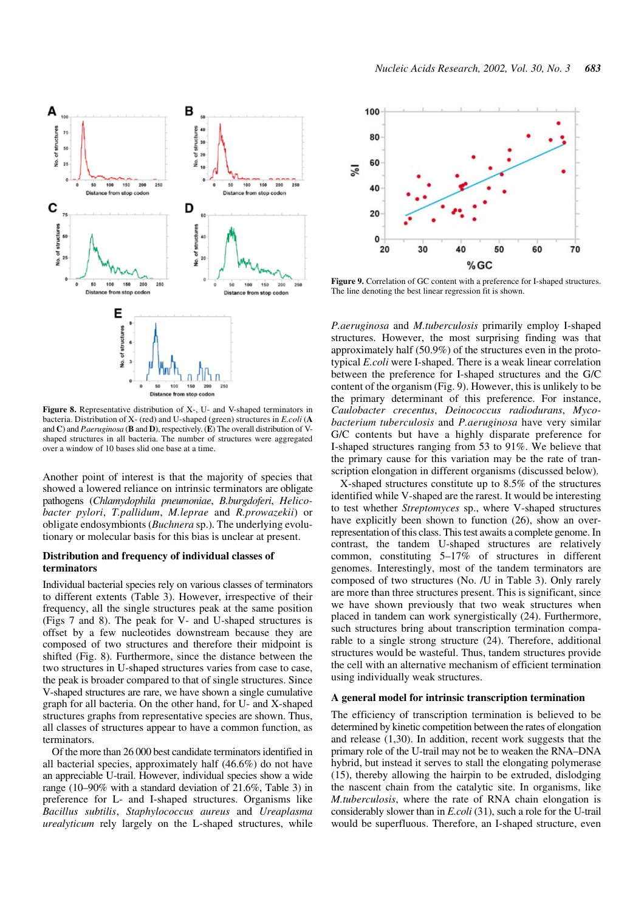**Figure 8.** Representative distribution of X-, U- and V-shaped terminators in bacteria. Distribution of X- (red) and U-shaped (green) structures in *E.coli* (**A** and **C**) and *P.aeruginosa* (**B** and **D**), respectively. (**E**) The overall distribution of V-shaped structures in all bacteria. The number of structures were aggregated over a window of 10 bases slid one base at a time.

Another point of interest is that the majority of species that showed a lowered reliance on intrinsic terminators are obligate pathogens (*Chlamydophila pneumoniae*, *B.burgdoferi*, *Helicobacter pylori*, *T.pallidum*, *M.leprae* and *R.prowazekii*) or obligate endosymbionts (*Buchnera* sp.). The underlying evolutionary or molecular basis for this bias is unclear at present.

## Distribution and frequency of individual classes of terminators

Individual bacterial species rely on various classes of terminators to different extents (Table 3). However, irrespective of their frequency, all the single structures peak at the same position (Figs 7 and 8). The peak for V- and U-shaped structures is offset by a few nucleotides downstream because they are composed of two structures and therefore their midpoint is shifted (Fig. 8). Furthermore, since the distance between the two structures in U-shaped structures varies from case to case, the peak is broader compared to that of single structures. Since V-shaped structures are rare, we have shown a single cumulative graph for all bacteria. On the other hand, for U- and X-shaped structures graphs from representative species are shown. Thus, all classes of structures appear to have a common function, as terminators.

Of the more than 26 000 best candidate terminators identified in all bacterial species, approximately half (46.6%) do not have an appreciable U-trail. However, individual species show a wide range (10–90% with a standard deviation of 21.6%, Table 3) in preference for L- and I-shaped structures. Organisms like *Bacillus subtilis*, *Staphylococcus aureus* and *Ureaplasma urealyticum* rely largely on the L-shaped structures, while *P.aeruginosa* and *M.tuberculosis* primarily employ I-shaped structures. However, the most surprising finding was that approximately half (50.9%) of the structures even in the prototypical *E.coli* were I-shaped. There is a weak linear correlation between the preference for I-shaped structures and the G/C content of the organism (Fig. 9). However, this is unlikely to be the primary determinant of this preference. For instance, *Caulobacter crecentus*, *Deinococcus radiodurans*, *Mycobacterium tuberculosis* and *P.aeruginosa* have very similar G/C contents but have a highly disparate preference for I-shaped structures ranging from 53 to 91%. We believe that the primary cause for this variation may be the rate of transcription elongation in different organisms (discussed below).

**Figure 9.** Correlation of GC content with a preference for I-shaped structures. The line denoting the best linear regression fit is shown.

X-shaped structures constitute up to 8.5% of the structures identified while V-shaped are the rarest. It would be interesting to test whether *Streptomyces* sp., where V-shaped structures have explicitly been shown to function (26), show an over-representation of this class. This test awaits a complete genome. In contrast, the tandem U-shaped structures are relatively common, constituting 5–17% of structures in different genomes. Interestingly, most of the tandem terminators are composed of two structures (No. /U in Table 3). Only rarely are more than three structures present. This is significant, since we have shown previously that two weak structures when placed in tandem can work synergistically (24). Furthermore, such structures bring about transcription termination comparable to a single strong structure (24). Therefore, additional structures would be wasteful. Thus, tandem structures provide the cell with an alternative mechanism of efficient termination using individually weak structures.

## A general model for intrinsic transcription termination

The efficiency of transcription termination is believed to be determined by kinetic competition between the rates of elongation and release (1,30). In addition, recent work suggests that the primary role of the U-trail may not be to weaken the RNA–DNA hybrid, but instead it serves to stall the elongating polymerase (15), thereby allowing the hairpin to be extruded, dislodging the nascent chain from the catalytic site. In organisms, like *M.tuberculosis*, where the rate of RNA chain elongation is considerably slower than in *E.coli* (31), such a role for the U-trail would be superfluous. Therefore, an I-shaped structure, even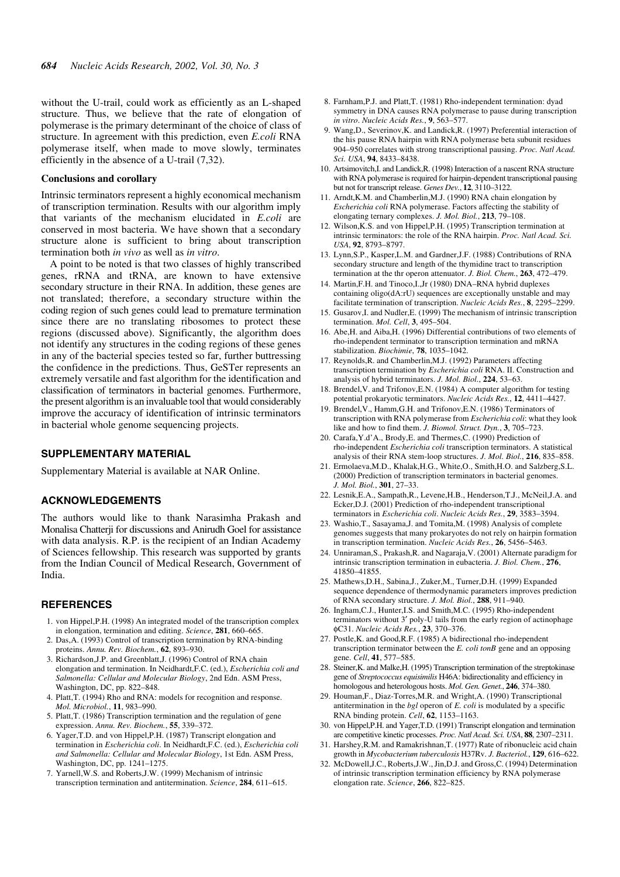without the U-trail, could work as efficiently as an L-shaped structure. Thus, we believe that the rate of elongation of polymerase is the primary determinant of the choice of class of structure. In agreement with this prediction, even *E.coli* RNA polymerase itself, when made to move slowly, terminates efficiently in the absence of a U-trail (7,32).

### Conclusions and corollary

Intrinsic terminators represent a highly economical mechanism of transcription termination. Results with our algorithm imply that variants of the mechanism elucidated in *E.coli* are conserved in most bacteria. We have shown that a secondary structure alone is sufficient to bring about transcription termination both *in vivo* as well as *in vitro*.

A point to be noted is that two classes of highly transcribed genes, rRNA and tRNA, are known to have extensive secondary structure in their RNA. In addition, these genes are not translated; therefore, a secondary structure within the coding region of such genes could lead to premature termination since there are no translating ribosomes to protect these regions (discussed above). Significantly, the algorithm does not identify any structures in the coding regions of these genes in any of the bacterial species tested so far, further buttressing the confidence in the predictions. Thus, GeSTer represents an extremely versatile and fast algorithm for the identification and classification of terminators in bacterial genomes. Furthermore, the present algorithm is an invaluable tool that would considerably improve the accuracy of identification of intrinsic terminators in bacterial whole genome sequencing projects.

## SUPPLEMENTARY MATERIAL

Supplementary Material is available at NAR Online.

## ACKNOWLEDGEMENTS

The authors would like to thank Narasimha Prakash and Monalisa Chatterji for discussions and Anirudh Goel for assistance with data analysis. R.P. is the recipient of an Indian Academy of Sciences fellowship. This research was supported by grants from the Indian Council of Medical Research, Government of India.

## REFERENCES

1. von Hippel,P.H. (1998) An integrated model of the transcription complex in elongation, termination and editing. *Science*, **281**, 660–665.
2. Das,A. (1993) Control of transcription termination by RNA-binding proteins. *Annu. Rev. Biochem.*, **62**, 893–930.
3. Richardson,J.P. and Greenblatt,J. (1996) Control of RNA chain elongation and termination. In Neidhardt,F.C. (ed.), *Escherichia coli and Salmonella: Cellular and Molecular Biology*, 2nd Edn. ASM Press, Washington, DC, pp. 822–848.
4. Platt,T. (1994) Rho and RNA: models for recognition and response. *Mol. Microbiol.*, **11**, 983–990.
5. Platt,T. (1986) Transcription termination and the regulation of gene expression. *Annu. Rev. Biochem.*, **55**, 339–372.
6. Yager,T.D. and von Hippel,P.H. (1987) Transcript elongation and termination in *Escherichia coli*. In Neidhardt,F.C. (ed.), *Escherichia coli and Salmonella: Cellular and Molecular Biology*, 1st Edn. ASM Press, Washington, DC, pp. 1241–1275.
7. Yarnell,W.S. and Roberts,J.W. (1999) Mechanism of intrinsic transcription termination and antitermination. *Science*, **284**, 611–615.
8. Farnham,P.J. and Platt,T. (1981) Rho-independent termination: dyad symmetry in DNA causes RNA polymerase to pause during transcription *in vitro*. *Nucleic Acids Res.*, **9**, 563–577.
9. Wang,D., Severinov,K. and Landick,R. (1997) Preferential interaction of the his pause RNA hairpin with RNA polymerase beta subunit residues 904–950 correlates with strong transcriptional pausing. *Proc. Natl Acad. Sci. USA*, **94**, 8433–8438.
10. Artsimovitch,I. and Landick,R. (1998) Interaction of a nascent RNA structure with RNA polymerase is required for hairpin-dependent transcriptional pausing but not for transcript release. *Genes Dev.*, **12**, 3110–3122.
11. Arndt,K.M. and Chamberlin,M.J. (1990) RNA chain elongation by *Escherichia coli* RNA polymerase. Factors affecting the stability of elongating ternary complexes. *J. Mol. Biol.*, **213**, 79–108.
12. Wilson,K.S. and von Hippel,P.H. (1995) Transcription termination at intrinsic terminators: the role of the RNA hairpin. *Proc. Natl Acad. Sci. USA*, **92**, 8793–8797.
13. Lynn,S.P., Kasper,L.M. and Gardner,J.F. (1988) Contributions of RNA secondary structure and length of the thymidine tract to transcription termination at the thr operon attenuator. *J. Biol. Chem.*, **263**, 472–479.
14. Martin,F.H. and Tinoco,I.,Jr (1980) DNA–RNA hybrid duplexes containing oligo(dA:rU) sequences are exceptionally unstable and may facilitate termination of transcription. *Nucleic Acids Res.*, **8**, 2295–2299.
15. Gusarov,I. and Nudler,E. (1999) The mechanism of intrinsic transcription termination. *Mol. Cell*, **3**, 495–504.
16. Abe,H. and Aiba,H. (1996) Differential contributions of two elements of rho-independent terminator to transcription termination and mRNA stabilization. *Biochimie*, **78**, 1035–1042.
17. Reynolds,R. and Chamberlin,M.J. (1992) Parameters affecting transcription termination by *Escherichia coli* RNA. II. Construction and analysis of hybrid terminators. *J. Mol. Biol.*, **224**, 53–63.
18. Brendel,V. and Trifonov,E.N. (1984) A computer algorithm for testing potential prokaryotic terminators. *Nucleic Acids Res.*, **12**, 4411–4427.
19. Brendel,V., Hamm,G.H. and Trifonov,E.N. (1986) Terminators of transcription with RNA polymerase from *Escherichia coli*: what they look like and how to find them. *J. Biomol. Struct. Dyn.*, **3**, 705–723.
20. Carafa,Y.d'A., Brody,E. and Thermes,C. (1990) Prediction of rho-independent *Escherichia coli* transcription terminators. A statistical analysis of their RNA stem-loop structures. *J. Mol. Biol.*, **216**, 835–858.
21. Ermolaeva,M.D., Khalak,H.G., White,O., Smith,H.O. and Salzberg,S.L. (2000) Prediction of transcription terminators in bacterial genomes. *J. Mol. Biol.*, **301**, 27–33.
22. Lesnik,E.A., Sampath,R., Levene,H.B., Henderson,T.J., McNeil,J.A. and Ecker,D.J. (2001) Prediction of rho-independent transcriptional terminators in *Escherichia coli*. *Nucleic Acids Res.*, **29**, 3583–3594.
23. Washio,T., Sasayama,J. and Tomita,M. (1998) Analysis of complete genomes suggests that many prokaryotes do not rely on hairpin formation in transcription termination. *Nucleic Acids Res.*, **26**, 5456–5463.
24. Unniraman,S., Prakash,R. and Nagaraja,V. (2001) Alternate paradigm for intrinsic transcription termination in eubacteria. *J. Biol. Chem.*, **276**, 41850–41855.
25. Mathews,D.H., Sabina,J., Zuker,M., Turner,D.H. (1999) Expanded sequence dependence of thermodynamic parameters improves prediction of RNA secondary structure. *J. Mol. Biol.*, **288**, 911–940.
26. Ingham,C.J., Hunter,I.S. and Smith,M.C. (1995) Rho-independent terminators without 3′ poly-U tails from the early region of actinophage ϕC31. *Nucleic Acids Res.*, **23**, 370–376.
27. Postle,K. and Good,R.F. (1985) A bidirectional rho-independent transcription terminator between the *E. coli tonB* gene and an opposing gene. *Cell*, **41**, 577–585.
28. Steiner,K. and Malke,H. (1995) Transcription termination of the streptokinase gene of *Streptococcus equisimilis* H46A: bidirectionality and efficiency in homologous and heterologous hosts. *Mol. Gen. Genet.*, **246**, 374–380.
29. Houman,F., Diaz-Torres,M.R. and Wright,A. (1990) Transcriptional antitermination in the *bgl* operon of *E. coli* is modulated by a specific RNA binding protein. *Cell*, **62**, 1153–1163.
30. von Hippel,P.H. and Yager,T.D. (1991) Transcript elongation and termination are competitive kinetic processes. *Proc. Natl Acad. Sci. USA*, **88**, 2307–2311.
31. Harshey,R.M. and Ramakrishnan,T. (1977) Rate of ribonucleic acid chain growth in *Mycobacterium tuberculosis* H37Rv. *J. Bacteriol.*, **129**, 616–622.
32. McDowell,J.C., Roberts,J.W., Jin,D.J. and Gross,C. (1994) Determination of intrinsic transcription termination efficiency by RNA polymerase elongation rate. *Science*, **266**, 822–825.